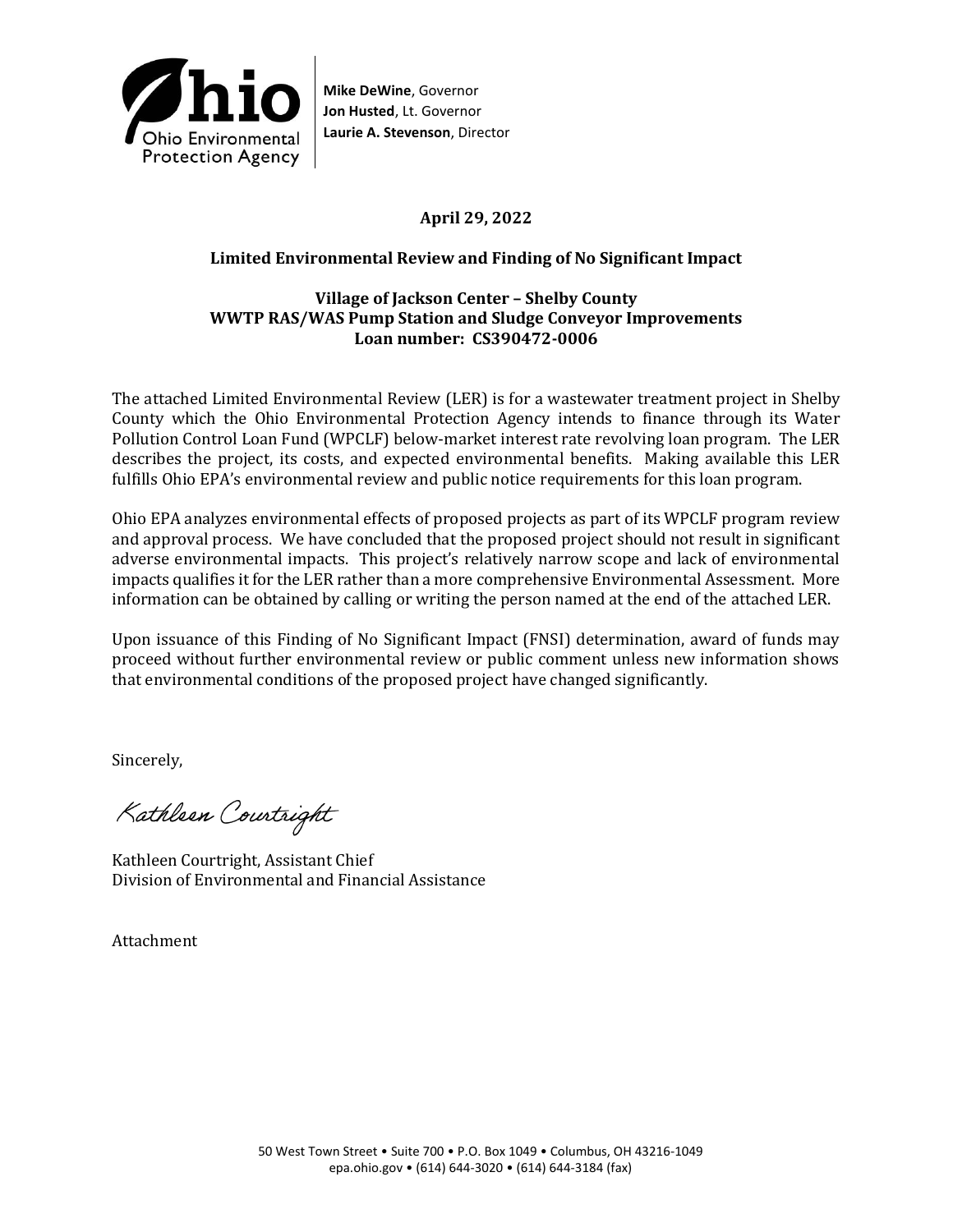Ohio Environmental Protection Agency

**Mike DeWine**, Governor
**Jon Husted**, Lt. Governor
**Laurie A. Stevenson**, Director

**April 29, 2022**

**Limited Environmental Review and Finding of No Significant Impact**

**Village of Jackson Center – Shelby County**
**WWTP RAS/WAS Pump Station and Sludge Conveyor Improvements**
**Loan number: CS390472-0006**

The attached Limited Environmental Review (LER) is for a wastewater treatment project in Shelby County which the Ohio Environmental Protection Agency intends to finance through its Water Pollution Control Loan Fund (WPCLF) below-market interest rate revolving loan program. The LER describes the project, its costs, and expected environmental benefits. Making available this LER fulfills Ohio EPA's environmental review and public notice requirements for this loan program.

Ohio EPA analyzes environmental effects of proposed projects as part of its WPCLF program review and approval process. We have concluded that the proposed project should not result in significant adverse environmental impacts. This project's relatively narrow scope and lack of environmental impacts qualifies it for the LER rather than a more comprehensive Environmental Assessment. More information can be obtained by calling or writing the person named at the end of the attached LER.

Upon issuance of this Finding of No Significant Impact (FNSI) determination, award of funds may proceed without further environmental review or public comment unless new information shows that environmental conditions of the proposed project have changed significantly.

Sincerely,

Kathleen Courtright

Kathleen Courtright, Assistant Chief
Division of Environmental and Financial Assistance

Attachment

50 West Town Street • Suite 700 • P.O. Box 1049 • Columbus, OH 43216-1049
epa.ohio.gov • (614) 644-3020 • (614) 644-3184 (fax)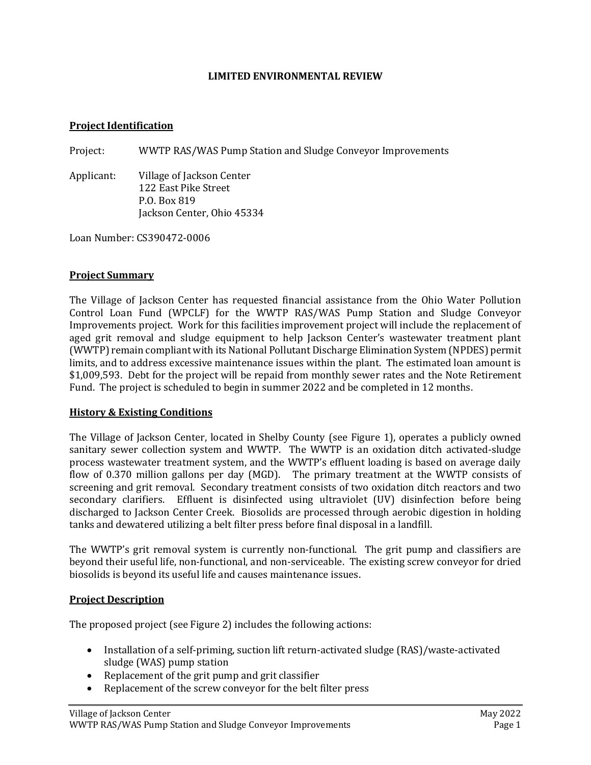**LIMITED ENVIRONMENTAL REVIEW**

## Project Identification

Project: WWTP RAS/WAS Pump Station and Sludge Conveyor Improvements

Applicant: Village of Jackson Center
122 East Pike Street
P.O. Box 819
Jackson Center, Ohio 45334

Loan Number: CS390472-0006

## Project Summary

The Village of Jackson Center has requested financial assistance from the Ohio Water Pollution Control Loan Fund (WPCLF) for the WWTP RAS/WAS Pump Station and Sludge Conveyor Improvements project. Work for this facilities improvement project will include the replacement of aged grit removal and sludge equipment to help Jackson Center's wastewater treatment plant (WWTP) remain compliant with its National Pollutant Discharge Elimination System (NPDES) permit limits, and to address excessive maintenance issues within the plant. The estimated loan amount is $1,009,593. Debt for the project will be repaid from monthly sewer rates and the Note Retirement Fund. The project is scheduled to begin in summer 2022 and be completed in 12 months.

## History & Existing Conditions

The Village of Jackson Center, located in Shelby County (see Figure 1), operates a publicly owned sanitary sewer collection system and WWTP. The WWTP is an oxidation ditch activated-sludge process wastewater treatment system, and the WWTP's effluent loading is based on average daily flow of 0.370 million gallons per day (MGD). The primary treatment at the WWTP consists of screening and grit removal. Secondary treatment consists of two oxidation ditch reactors and two secondary clarifiers. Effluent is disinfected using ultraviolet (UV) disinfection before being discharged to Jackson Center Creek. Biosolids are processed through aerobic digestion in holding tanks and dewatered utilizing a belt filter press before final disposal in a landfill.

The WWTP's grit removal system is currently non-functional. The grit pump and classifiers are beyond their useful life, non-functional, and non-serviceable. The existing screw conveyor for dried biosolids is beyond its useful life and causes maintenance issues.

## Project Description

The proposed project (see Figure 2) includes the following actions:

- Installation of a self-priming, suction lift return-activated sludge (RAS)/waste-activated sludge (WAS) pump station
- Replacement of the grit pump and grit classifier
- Replacement of the screw conveyor for the belt filter press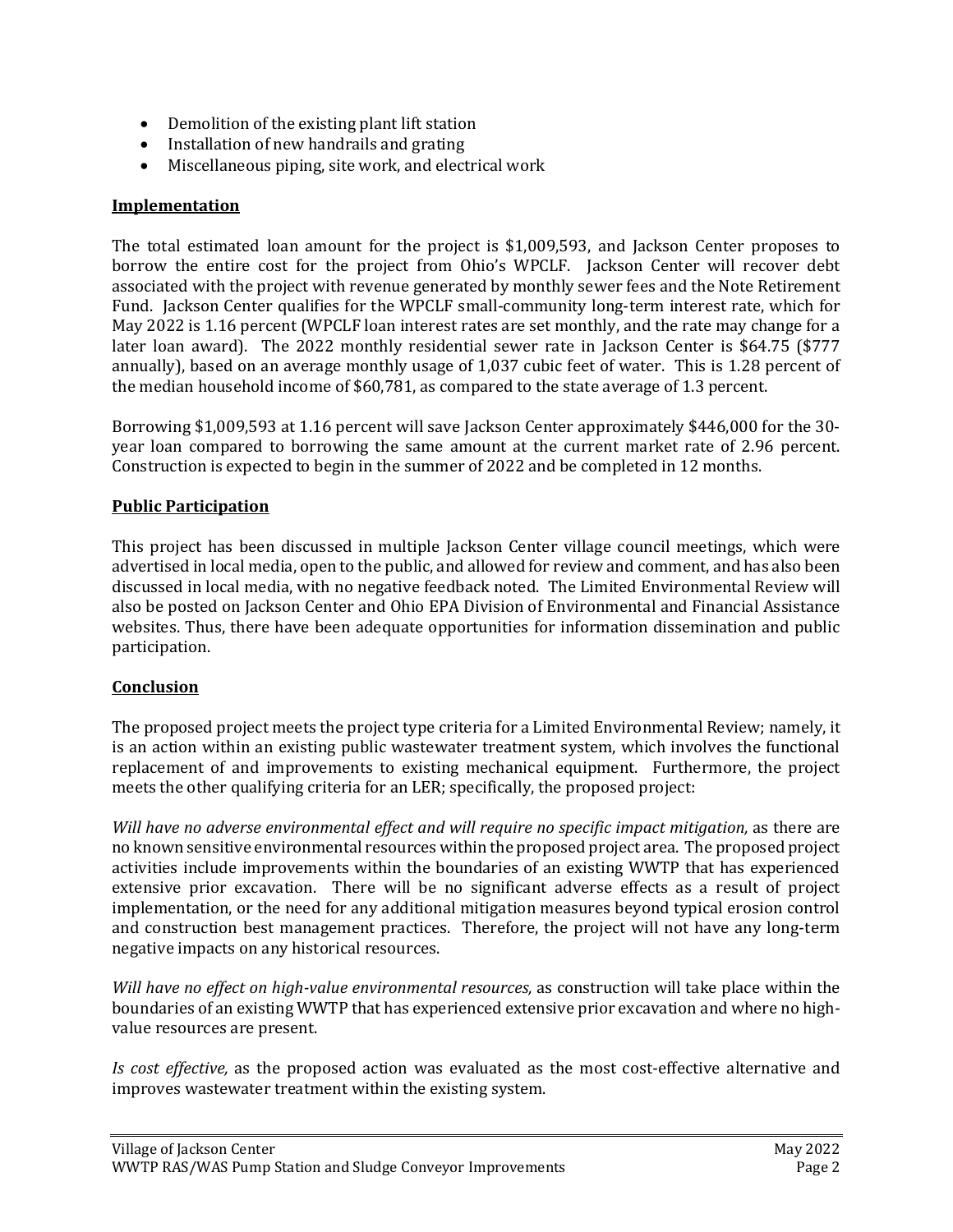- Demolition of the existing plant lift station
- Installation of new handrails and grating
- Miscellaneous piping, site work, and electrical work

## Implementation

The total estimated loan amount for the project is $1,009,593, and Jackson Center proposes to borrow the entire cost for the project from Ohio's WPCLF. Jackson Center will recover debt associated with the project with revenue generated by monthly sewer fees and the Note Retirement Fund. Jackson Center qualifies for the WPCLF small-community long-term interest rate, which for May 2022 is 1.16 percent (WPCLF loan interest rates are set monthly, and the rate may change for a later loan award). The 2022 monthly residential sewer rate in Jackson Center is $64.75 ($777 annually), based on an average monthly usage of 1,037 cubic feet of water. This is 1.28 percent of the median household income of $60,781, as compared to the state average of 1.3 percent.

Borrowing $1,009,593 at 1.16 percent will save Jackson Center approximately $446,000 for the 30-year loan compared to borrowing the same amount at the current market rate of 2.96 percent. Construction is expected to begin in the summer of 2022 and be completed in 12 months.

## Public Participation

This project has been discussed in multiple Jackson Center village council meetings, which were advertised in local media, open to the public, and allowed for review and comment, and has also been discussed in local media, with no negative feedback noted. The Limited Environmental Review will also be posted on Jackson Center and Ohio EPA Division of Environmental and Financial Assistance websites. Thus, there have been adequate opportunities for information dissemination and public participation.

## Conclusion

The proposed project meets the project type criteria for a Limited Environmental Review; namely, it is an action within an existing public wastewater treatment system, which involves the functional replacement of and improvements to existing mechanical equipment. Furthermore, the project meets the other qualifying criteria for an LER; specifically, the proposed project:

*Will have no adverse environmental effect and will require no specific impact mitigation,* as there are no known sensitive environmental resources within the proposed project area. The proposed project activities include improvements within the boundaries of an existing WWTP that has experienced extensive prior excavation. There will be no significant adverse effects as a result of project implementation, or the need for any additional mitigation measures beyond typical erosion control and construction best management practices. Therefore, the project will not have any long-term negative impacts on any historical resources.

*Will have no effect on high-value environmental resources,* as construction will take place within the boundaries of an existing WWTP that has experienced extensive prior excavation and where no high-value resources are present.

*Is cost effective,* as the proposed action was evaluated as the most cost-effective alternative and improves wastewater treatment within the existing system.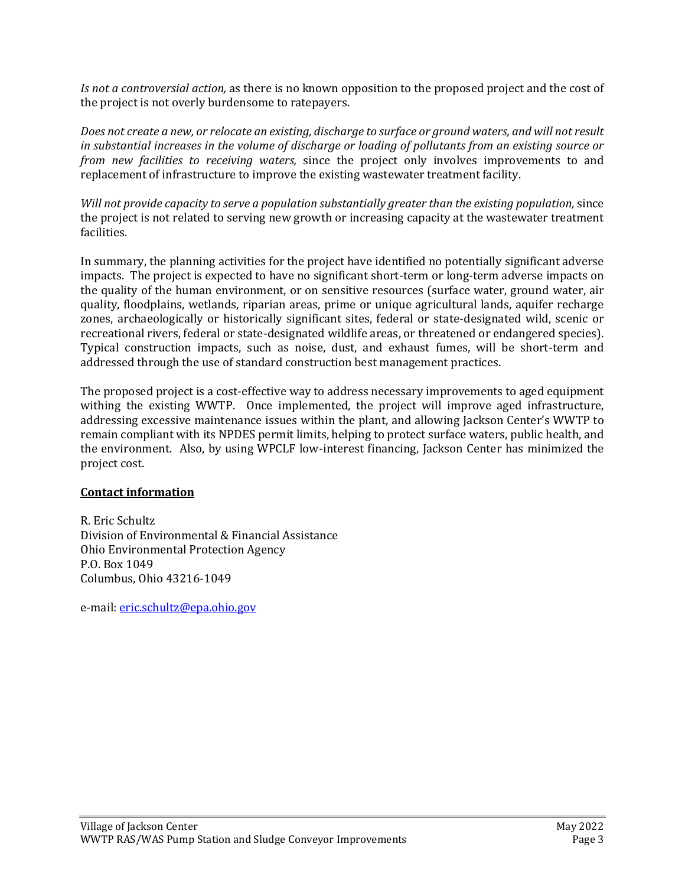*Is not a controversial action,* as there is no known opposition to the proposed project and the cost of the project is not overly burdensome to ratepayers.

*Does not create a new, or relocate an existing, discharge to surface or ground waters, and will not result in substantial increases in the volume of discharge or loading of pollutants from an existing source or from new facilities to receiving waters,* since the project only involves improvements to and replacement of infrastructure to improve the existing wastewater treatment facility.

*Will not provide capacity to serve a population substantially greater than the existing population,* since the project is not related to serving new growth or increasing capacity at the wastewater treatment facilities.

In summary, the planning activities for the project have identified no potentially significant adverse impacts. The project is expected to have no significant short-term or long-term adverse impacts on the quality of the human environment, or on sensitive resources (surface water, ground water, air quality, floodplains, wetlands, riparian areas, prime or unique agricultural lands, aquifer recharge zones, archaeologically or historically significant sites, federal or state-designated wild, scenic or recreational rivers, federal or state-designated wildlife areas, or threatened or endangered species). Typical construction impacts, such as noise, dust, and exhaust fumes, will be short-term and addressed through the use of standard construction best management practices.

The proposed project is a cost-effective way to address necessary improvements to aged equipment withing the existing WWTP. Once implemented, the project will improve aged infrastructure, addressing excessive maintenance issues within the plant, and allowing Jackson Center's WWTP to remain compliant with its NPDES permit limits, helping to protect surface waters, public health, and the environment. Also, by using WPCLF low-interest financing, Jackson Center has minimized the project cost.

## Contact information

R. Eric Schultz
Division of Environmental & Financial Assistance
Ohio Environmental Protection Agency
P.O. Box 1049
Columbus, Ohio 43216-1049

e-mail: eric.schultz@epa.ohio.gov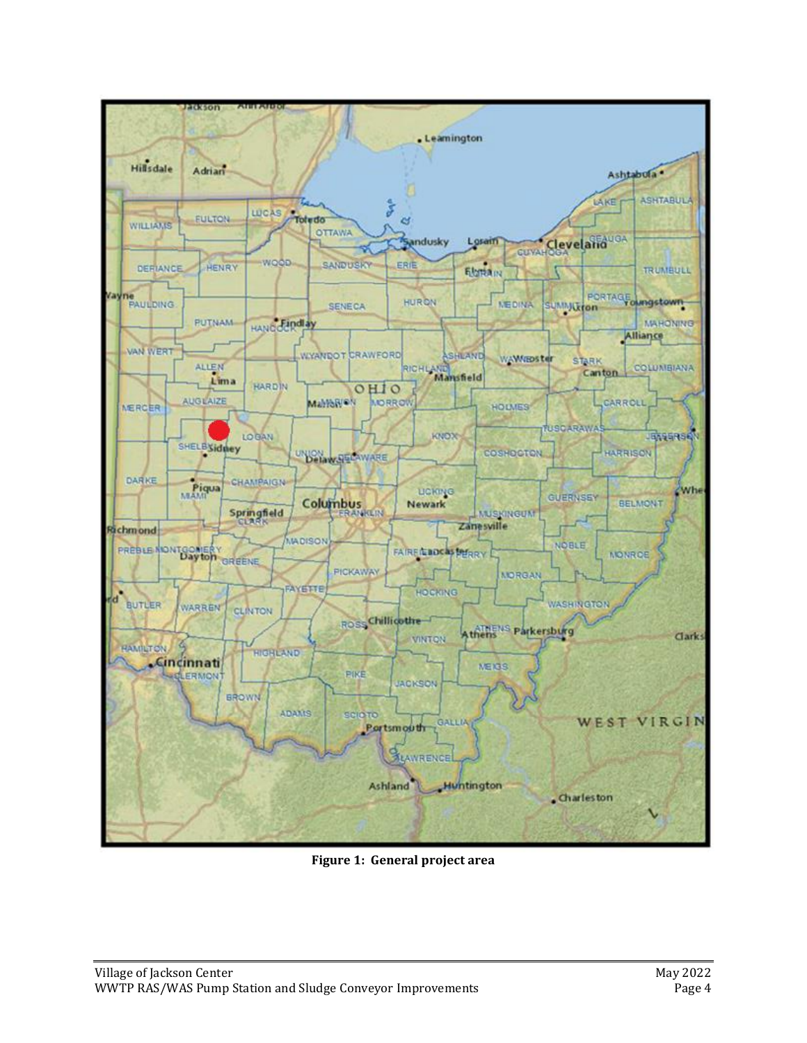**Figure 1: General project area**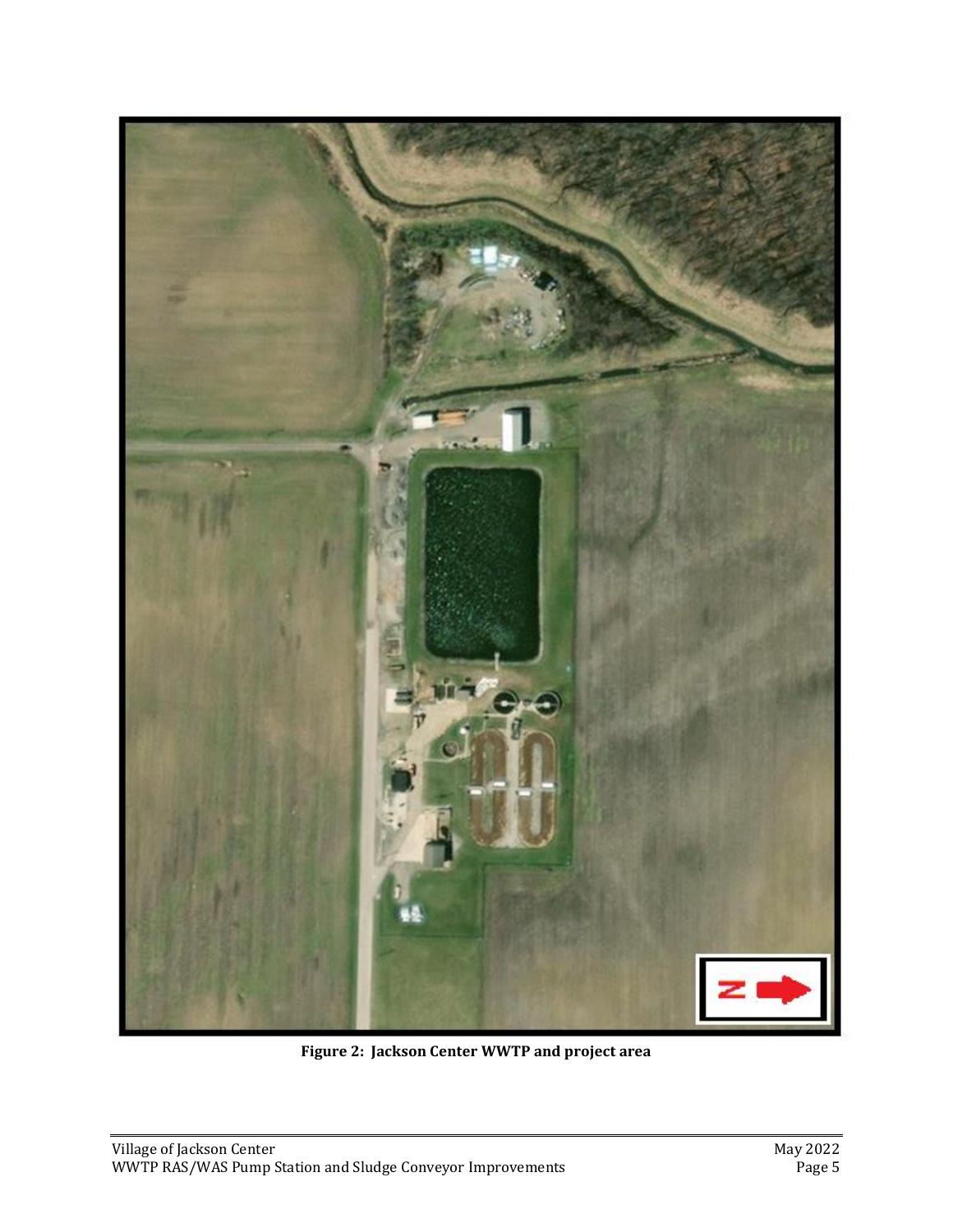**Figure 2: Jackson Center WWTP and project area**